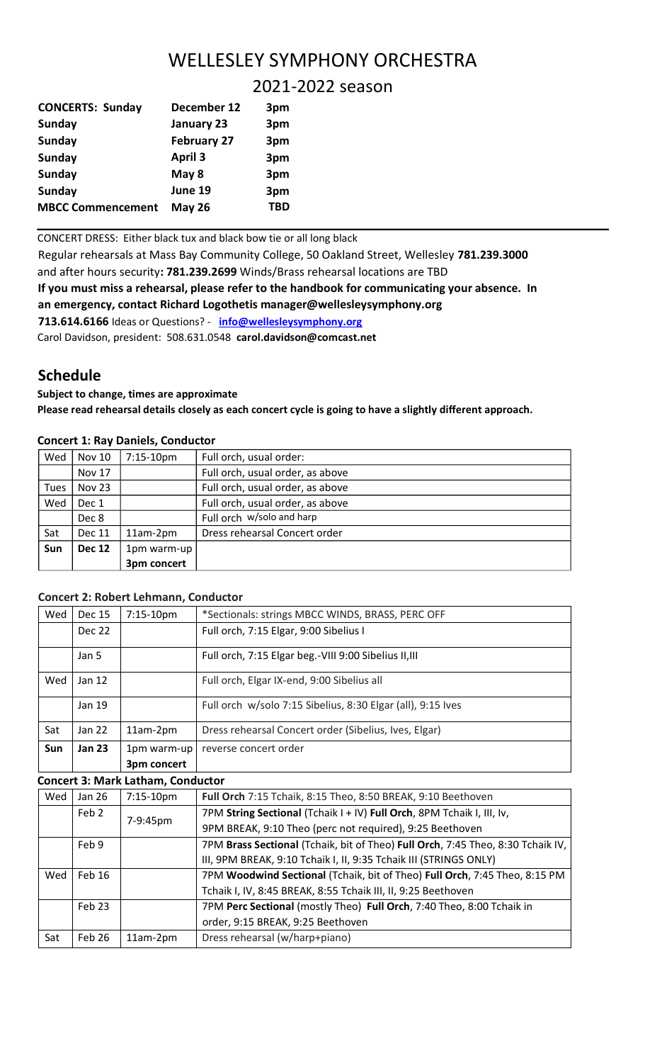# WELLESLEY SYMPHONY ORCHESTRA

## 2021-2022 season

| **CONCERTS: Sunday** | **December 12** | **3pm** |
|---|---|---|
| **Sunday** | **January 23** | **3pm** |
| **Sunday** | **February 27** | **3pm** |
| **Sunday** | **April 3** | **3pm** |
| **Sunday** | **May 8** | **3pm** |
| **Sunday** | **June 19** | **3pm** |
| **MBCC Commencement** | **May 26** | **TBD** |

CONCERT DRESS: Either black tux and black bow tie or all long black

Regular rehearsals at Mass Bay Community College, 50 Oakland Street, Wellesley **781.239.3000** and after hours security**: 781.239.2699** Winds/Brass rehearsal locations are TBD

**If you must miss a rehearsal, please refer to the handbook for communicating your absence. In an emergency, contact Richard Logothetis manager@wellesleysymphony.org**

**713.614.6166** Ideas or Questions? - **info@wellesleysymphony.org**

Carol Davidson, president: 508.631.0548 **carol.davidson@comcast.net**

## Schedule

**Subject to change, times are approximate**

**Please read rehearsal details closely as each concert cycle is going to have a slightly different approach.**

### Concert 1: Ray Daniels, Conductor

| | | | |
|---|---|---|---|
| Wed | Nov 10 | 7:15-10pm | Full orch, usual order: |
| | Nov 17 | | Full orch, usual order, as above |
| Tues | Nov 23 | | Full orch, usual order, as above |
| Wed | Dec 1 | | Full orch, usual order, as above |
| | Dec 8 | | Full orch w/solo and harp |
| Sat | Dec 11 | 11am-2pm | Dress rehearsal Concert order |
| **Sun** | **Dec 12** | 1pm warm-up<br>**3pm concert** | |

### Concert 2: Robert Lehmann, Conductor

| | | | |
|---|---|---|---|
| Wed | Dec 15 | 7:15-10pm | *Sectionals: strings MBCC WINDS, BRASS, PERC OFF |
| | Dec 22 | | Full orch, 7:15 Elgar, 9:00 Sibelius I |
| | Jan 5 | | Full orch, 7:15 Elgar beg.-VIII 9:00 Sibelius II,III |
| Wed | Jan 12 | | Full orch, Elgar IX-end, 9:00 Sibelius all |
| | Jan 19 | | Full orch w/solo 7:15 Sibelius, 8:30 Elgar (all), 9:15 Ives |
| Sat | Jan 22 | 11am-2pm | Dress rehearsal Concert order (Sibelius, Ives, Elgar) |
| **Sun** | **Jan 23** | 1pm warm-up<br>**3pm concert** | reverse concert order |

### Concert 3: Mark Latham, Conductor

| | | | |
|---|---|---|---|
| Wed | Jan 26 | 7:15-10pm | **Full Orch** 7:15 Tchaik, 8:15 Theo, 8:50 BREAK, 9:10 Beethoven |
| | Feb 2 | 7-9:45pm | 7PM **String Sectional** (Tchaik I + IV) **Full Orch**, 8PM Tchaik I, III, Iv, 9PM BREAK, 9:10 Theo (perc not required), 9:25 Beethoven |
| | Feb 9 | | 7PM **Brass Sectional** (Tchaik, bit of Theo) **Full Orch**, 7:45 Theo, 8:30 Tchaik IV, III, 9PM BREAK, 9:10 Tchaik I, II, 9:35 Tchaik III (STRINGS ONLY) |
| Wed | Feb 16 | | 7PM **Woodwind Sectional** (Tchaik, bit of Theo) **Full Orch**, 7:45 Theo, 8:15 PM Tchaik I, IV, 8:45 BREAK, 8:55 Tchaik III, II, 9:25 Beethoven |
| | Feb 23 | | 7PM **Perc Sectional** (mostly Theo) **Full Orch**, 7:40 Theo, 8:00 Tchaik in order, 9:15 BREAK, 9:25 Beethoven |
| Sat | Feb 26 | 11am-2pm | Dress rehearsal (w/harp+piano) |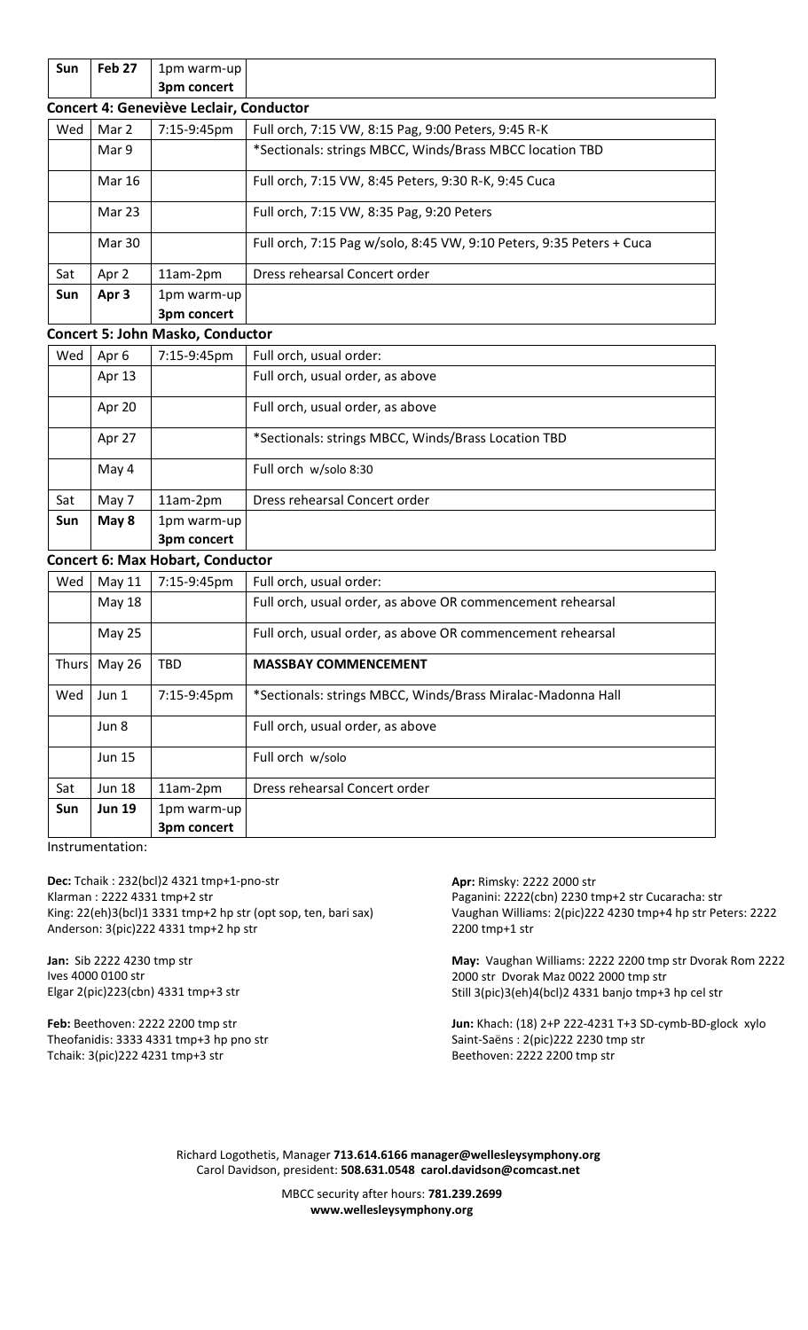| | | | |
|---|---|---|---|
| **Sun** | **Feb 27** | 1pm warm-up<br>**3pm concert** | |

**Concert 4: Geneviève Leclair, Conductor**

| | | | |
|---|---|---|---|
| Wed | Mar 2 | 7:15-9:45pm | Full orch, 7:15 VW, 8:15 Pag, 9:00 Peters, 9:45 R-K |
| | Mar 9 | | *Sectionals: strings MBCC, Winds/Brass MBCC location TBD |
| | Mar 16 | | Full orch, 7:15 VW, 8:45 Peters, 9:30 R-K, 9:45 Cuca |
| | Mar 23 | | Full orch, 7:15 VW, 8:35 Pag, 9:20 Peters |
| | Mar 30 | | Full orch, 7:15 Pag w/solo, 8:45 VW, 9:10 Peters, 9:35 Peters + Cuca |
| Sat | Apr 2 | 11am-2pm | Dress rehearsal Concert order |
| **Sun** | **Apr 3** | 1pm warm-up<br>**3pm concert** | |

**Concert 5: John Masko, Conductor**

| | | | |
|---|---|---|---|
| Wed | Apr 6 | 7:15-9:45pm | Full orch, usual order: |
| | Apr 13 | | Full orch, usual order, as above |
| | Apr 20 | | Full orch, usual order, as above |
| | Apr 27 | | *Sectionals: strings MBCC, Winds/Brass Location TBD |
| | May 4 | | Full orch w/solo 8:30 |
| Sat | May 7 | 11am-2pm | Dress rehearsal Concert order |
| **Sun** | **May 8** | 1pm warm-up<br>**3pm concert** | |

**Concert 6: Max Hobart, Conductor**

| | | | |
|---|---|---|---|
| Wed | May 11 | 7:15-9:45pm | Full orch, usual order: |
| | May 18 | | Full orch, usual order, as above OR commencement rehearsal |
| | May 25 | | Full orch, usual order, as above OR commencement rehearsal |
| Thurs | May 26 | TBD | **MASSBAY COMMENCEMENT** |
| Wed | Jun 1 | 7:15-9:45pm | *Sectionals: strings MBCC, Winds/Brass Miralac-Madonna Hall |
| | Jun 8 | | Full orch, usual order, as above |
| | Jun 15 | | Full orch w/solo |
| Sat | Jun 18 | 11am-2pm | Dress rehearsal Concert order |
| **Sun** | **Jun 19** | 1pm warm-up<br>**3pm concert** | |

Instrumentation:

**Dec:** Tchaik : 232(bcl)2 4321 tmp+1-pno-str
Klarman : 2222 4331 tmp+2 str
King: 22(eh)3(bcl)1 3331 tmp+2 hp str (opt sop, ten, bari sax)
Anderson: 3(pic)222 4331 tmp+2 hp str

**Jan:** Sib 2222 4230 tmp str
Ives 4000 0100 str
Elgar 2(pic)223(cbn) 4331 tmp+3 str

**Feb:** Beethoven: 2222 2200 tmp str
Theofanidis: 3333 4331 tmp+3 hp pno str
Tchaik: 3(pic)222 4231 tmp+3 str

**Apr:** Rimsky: 2222 2000 str
Paganini: 2222(cbn) 2230 tmp+2 str Cucaracha: str
Vaughan Williams: 2(pic)222 4230 tmp+4 hp str Peters: 2222 2200 tmp+1 str

**May:** Vaughan Williams: 2222 2200 tmp str Dvorak Rom 2222 2000 str Dvorak Maz 0022 2000 tmp str
Still 3(pic)3(eh)4(bcl)2 4331 banjo tmp+3 hp cel str

**Jun:** Khach: (18) 2+P 222-4231 T+3 SD-cymb-BD-glock xylo
Saint-Saëns : 2(pic)222 2230 tmp str
Beethoven: 2222 2200 tmp str

Richard Logothetis, Manager **713.614.6166 manager@wellesleysymphony.org**
Carol Davidson, president: **508.631.0548 carol.davidson@comcast.net**

MBCC security after hours: **781.239.2699**
**www.wellesleysymphony.org**